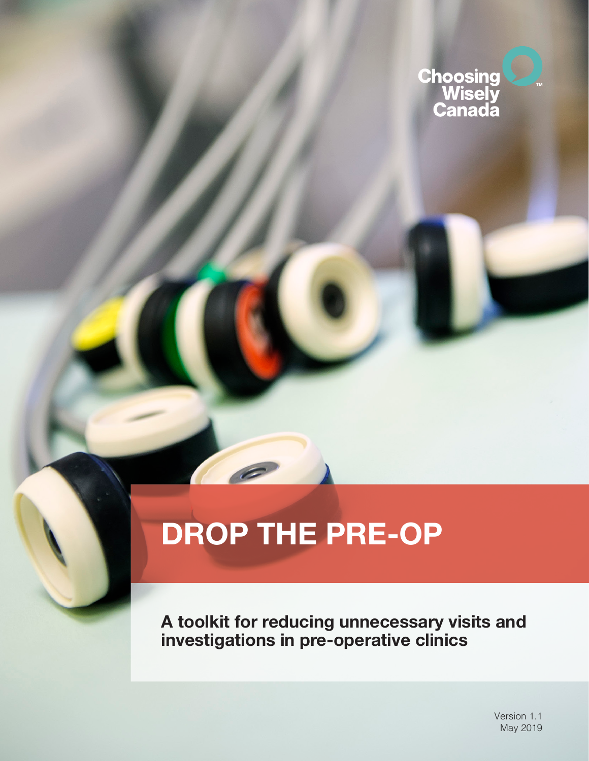Choosing Wisely Canada

# DROP THE PRE-OP

**A toolkit for reducing unnecessary visits and investigations in pre-operative clinics**

Version 1.1
May 2019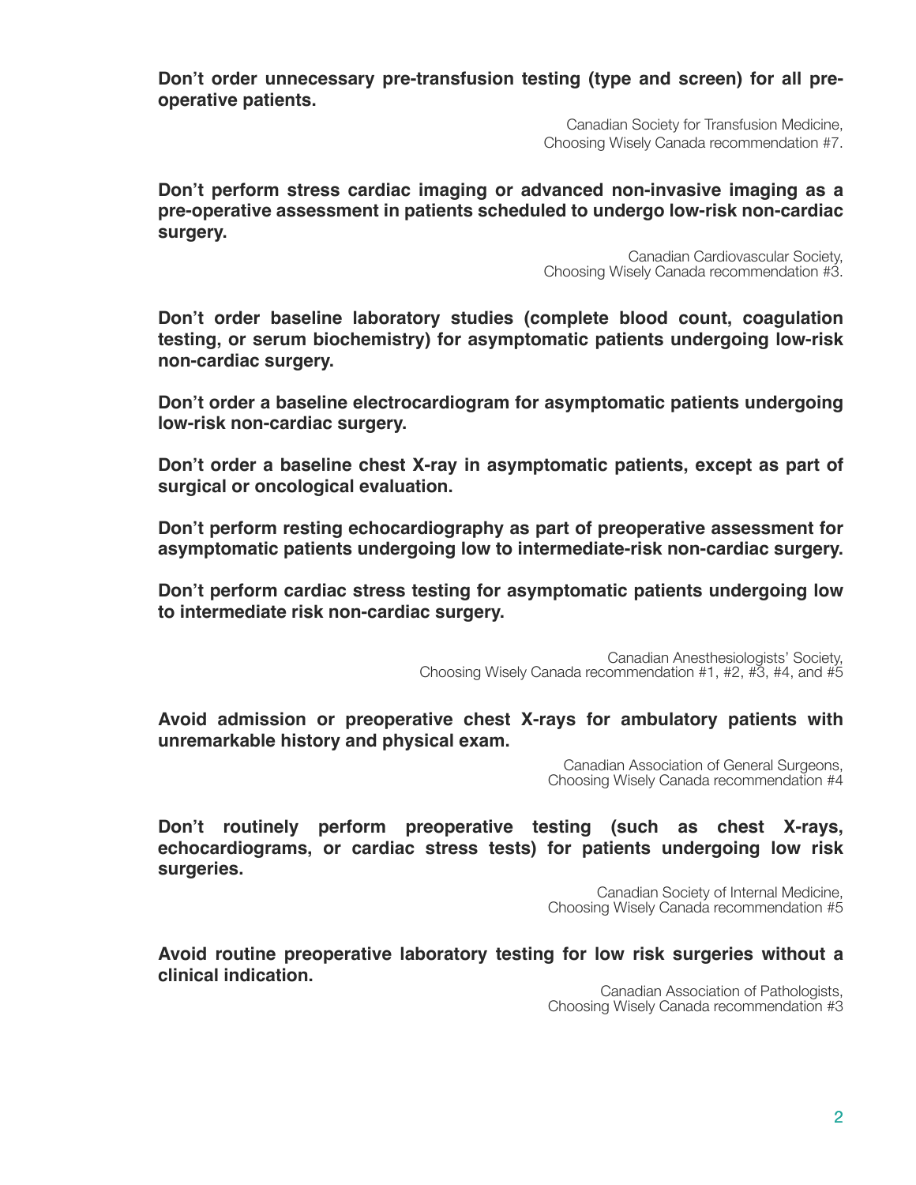**Don't order unnecessary pre-transfusion testing (type and screen) for all pre-operative patients.**

Canadian Society for Transfusion Medicine,
Choosing Wisely Canada recommendation #7.

**Don't perform stress cardiac imaging or advanced non-invasive imaging as a pre-operative assessment in patients scheduled to undergo low-risk non-cardiac surgery.**

Canadian Cardiovascular Society,
Choosing Wisely Canada recommendation #3.

**Don't order baseline laboratory studies (complete blood count, coagulation testing, or serum biochemistry) for asymptomatic patients undergoing low-risk non-cardiac surgery.**

**Don't order a baseline electrocardiogram for asymptomatic patients undergoing low-risk non-cardiac surgery.**

**Don't order a baseline chest X-ray in asymptomatic patients, except as part of surgical or oncological evaluation.**

**Don't perform resting echocardiography as part of preoperative assessment for asymptomatic patients undergoing low to intermediate-risk non-cardiac surgery.**

**Don't perform cardiac stress testing for asymptomatic patients undergoing low to intermediate risk non-cardiac surgery.**

Canadian Anesthesiologists' Society,
Choosing Wisely Canada recommendation #1, #2, #3, #4, and #5

**Avoid admission or preoperative chest X-rays for ambulatory patients with unremarkable history and physical exam.**

Canadian Association of General Surgeons,
Choosing Wisely Canada recommendation #4

**Don't routinely perform preoperative testing (such as chest X-rays, echocardiograms, or cardiac stress tests) for patients undergoing low risk surgeries.**

Canadian Society of Internal Medicine,
Choosing Wisely Canada recommendation #5

**Avoid routine preoperative laboratory testing for low risk surgeries without a clinical indication.**

Canadian Association of Pathologists,
Choosing Wisely Canada recommendation #3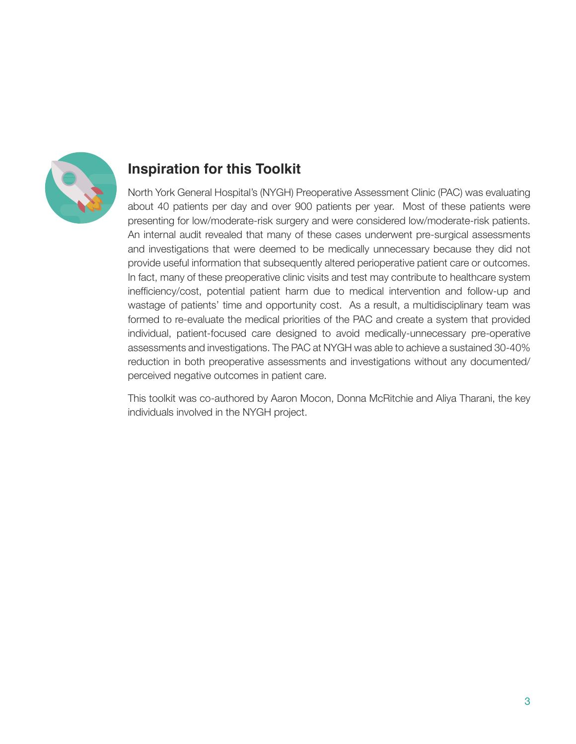## Inspiration for this Toolkit

North York General Hospital's (NYGH) Preoperative Assessment Clinic (PAC) was evaluating about 40 patients per day and over 900 patients per year. Most of these patients were presenting for low/moderate-risk surgery and were considered low/moderate-risk patients. An internal audit revealed that many of these cases underwent pre-surgical assessments and investigations that were deemed to be medically unnecessary because they did not provide useful information that subsequently altered perioperative patient care or outcomes. In fact, many of these preoperative clinic visits and test may contribute to healthcare system inefficiency/cost, potential patient harm due to medical intervention and follow-up and wastage of patients' time and opportunity cost. As a result, a multidisciplinary team was formed to re-evaluate the medical priorities of the PAC and create a system that provided individual, patient-focused care designed to avoid medically-unnecessary pre-operative assessments and investigations. The PAC at NYGH was able to achieve a sustained 30-40% reduction in both preoperative assessments and investigations without any documented/perceived negative outcomes in patient care.

This toolkit was co-authored by Aaron Mocon, Donna McRitchie and Aliya Tharani, the key individuals involved in the NYGH project.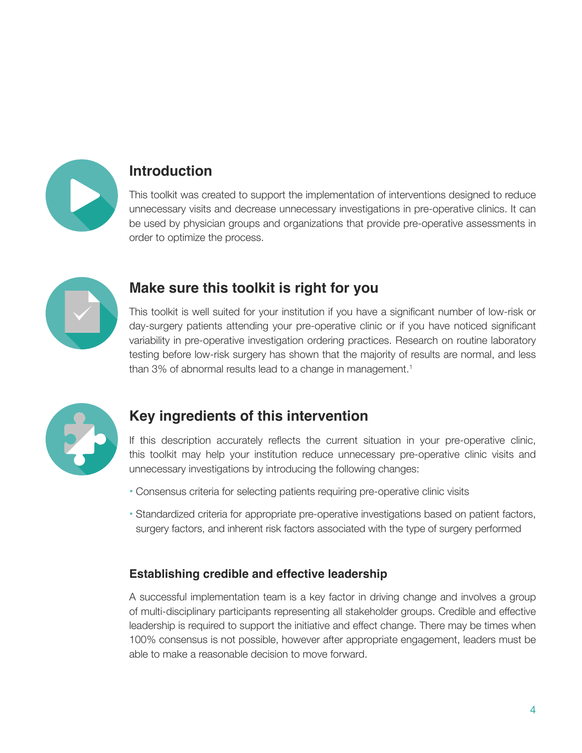## Introduction

This toolkit was created to support the implementation of interventions designed to reduce unnecessary visits and decrease unnecessary investigations in pre-operative clinics. It can be used by physician groups and organizations that provide pre-operative assessments in order to optimize the process.

## Make sure this toolkit is right for you

This toolkit is well suited for your institution if you have a significant number of low-risk or day-surgery patients attending your pre-operative clinic or if you have noticed significant variability in pre-operative investigation ordering practices. Research on routine laboratory testing before low-risk surgery has shown that the majority of results are normal, and less than 3% of abnormal results lead to a change in management.[1]

## Key ingredients of this intervention

If this description accurately reflects the current situation in your pre-operative clinic, this toolkit may help your institution reduce unnecessary pre-operative clinic visits and unnecessary investigations by introducing the following changes:

- Consensus criteria for selecting patients requiring pre-operative clinic visits
- Standardized criteria for appropriate pre-operative investigations based on patient factors, surgery factors, and inherent risk factors associated with the type of surgery performed

### Establishing credible and effective leadership

A successful implementation team is a key factor in driving change and involves a group of multi-disciplinary participants representing all stakeholder groups. Credible and effective leadership is required to support the initiative and effect change. There may be times when 100% consensus is not possible, however after appropriate engagement, leaders must be able to make a reasonable decision to move forward.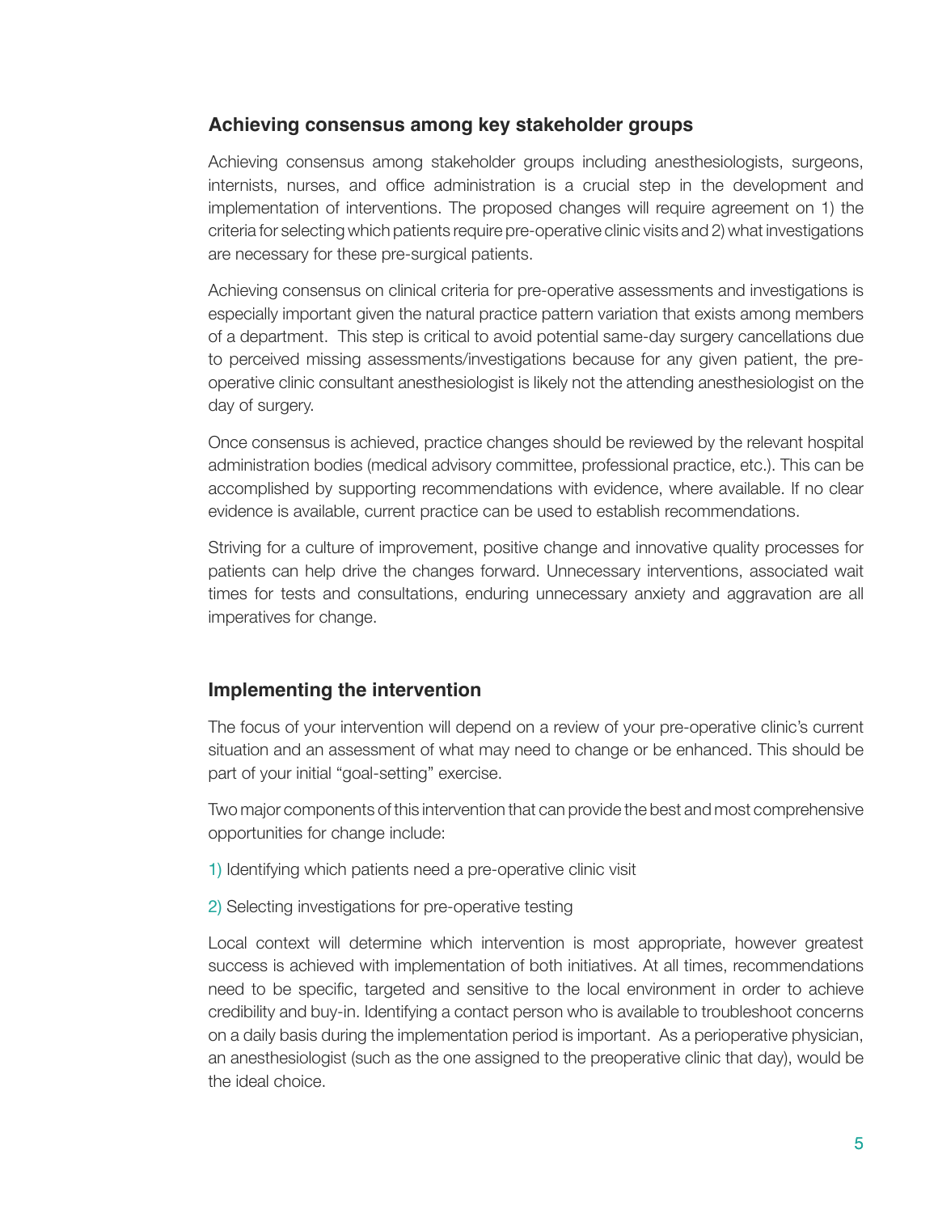## Achieving consensus among key stakeholder groups

Achieving consensus among stakeholder groups including anesthesiologists, surgeons, internists, nurses, and office administration is a crucial step in the development and implementation of interventions. The proposed changes will require agreement on 1) the criteria for selecting which patients require pre-operative clinic visits and 2) what investigations are necessary for these pre-surgical patients.

Achieving consensus on clinical criteria for pre-operative assessments and investigations is especially important given the natural practice pattern variation that exists among members of a department. This step is critical to avoid potential same-day surgery cancellations due to perceived missing assessments/investigations because for any given patient, the pre-operative clinic consultant anesthesiologist is likely not the attending anesthesiologist on the day of surgery.

Once consensus is achieved, practice changes should be reviewed by the relevant hospital administration bodies (medical advisory committee, professional practice, etc.). This can be accomplished by supporting recommendations with evidence, where available. If no clear evidence is available, current practice can be used to establish recommendations.

Striving for a culture of improvement, positive change and innovative quality processes for patients can help drive the changes forward. Unnecessary interventions, associated wait times for tests and consultations, enduring unnecessary anxiety and aggravation are all imperatives for change.

## Implementing the intervention

The focus of your intervention will depend on a review of your pre-operative clinic's current situation and an assessment of what may need to change or be enhanced. This should be part of your initial "goal-setting" exercise.

Two major components of this intervention that can provide the best and most comprehensive opportunities for change include:

1) Identifying which patients need a pre-operative clinic visit

2) Selecting investigations for pre-operative testing

Local context will determine which intervention is most appropriate, however greatest success is achieved with implementation of both initiatives. At all times, recommendations need to be specific, targeted and sensitive to the local environment in order to achieve credibility and buy-in. Identifying a contact person who is available to troubleshoot concerns on a daily basis during the implementation period is important. As a perioperative physician, an anesthesiologist (such as the one assigned to the preoperative clinic that day), would be the ideal choice.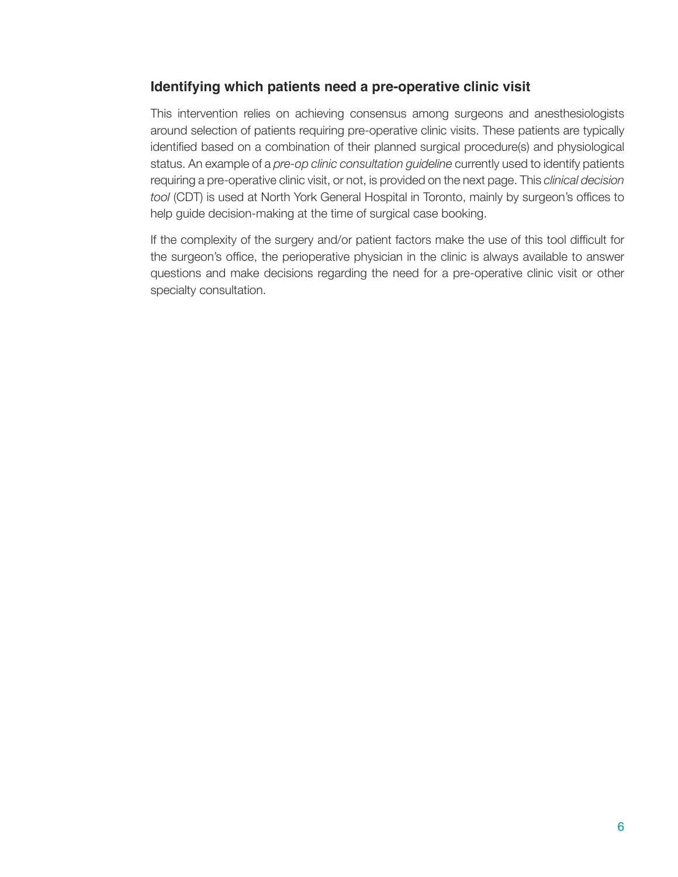### Identifying which patients need a pre-operative clinic visit

This intervention relies on achieving consensus among surgeons and anesthesiologists around selection of patients requiring pre-operative clinic visits. These patients are typically identified based on a combination of their planned surgical procedure(s) and physiological status. An example of a *pre-op clinic consultation guideline* currently used to identify patients requiring a pre-operative clinic visit, or not, is provided on the next page. This *clinical decision tool* (CDT) is used at North York General Hospital in Toronto, mainly by surgeon's offices to help guide decision-making at the time of surgical case booking.

If the complexity of the surgery and/or patient factors make the use of this tool difficult for the surgeon's office, the perioperative physician in the clinic is always available to answer questions and make decisions regarding the need for a pre-operative clinic visit or other specialty consultation.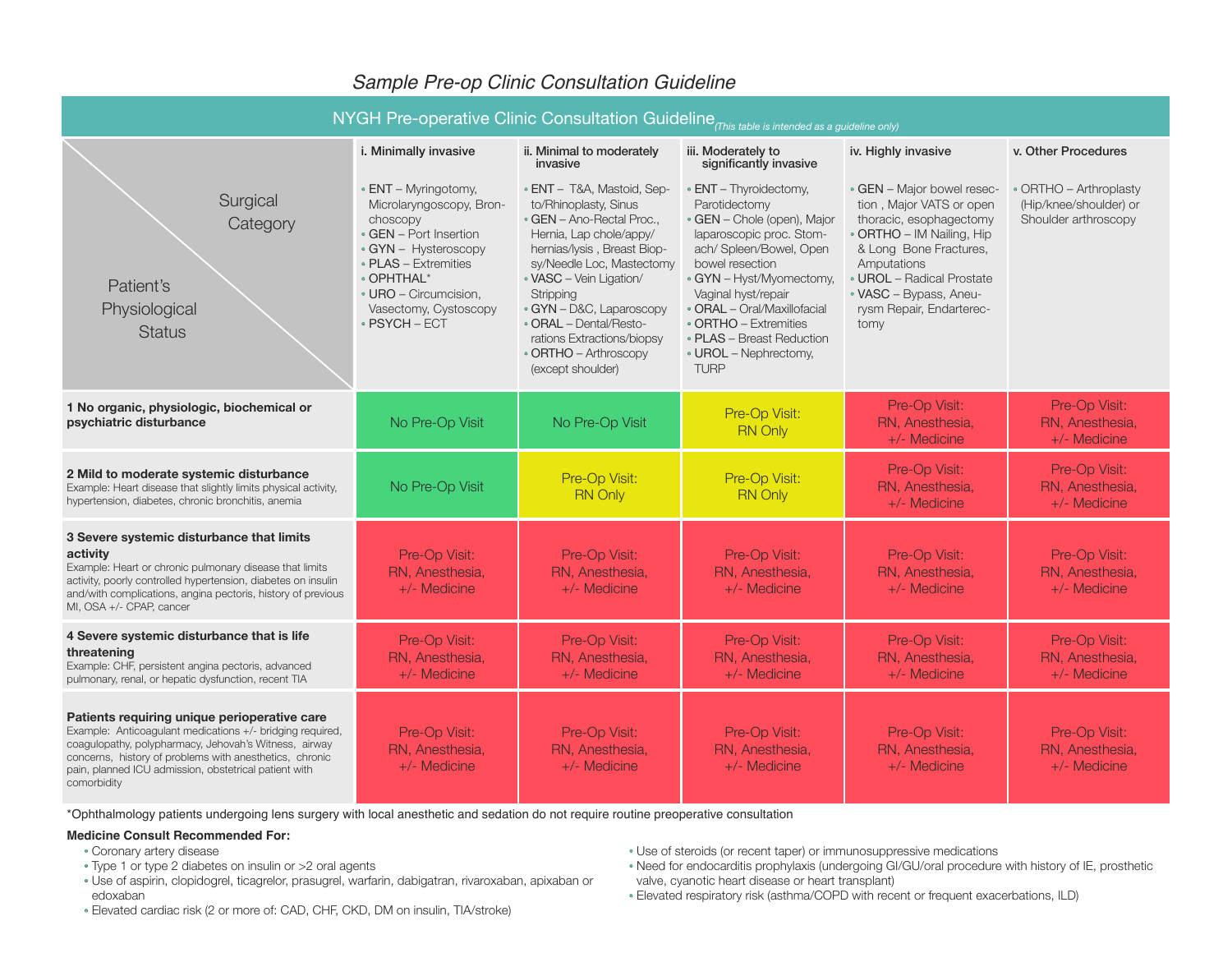*Sample Pre-op Clinic Consultation Guideline*

## NYGH Pre-operative Clinic Consultation Guideline *(This table is intended as a guideline only)*

| Surgical Category / Patient's Physiological Status | i. Minimally invasive<br><br>• ENT – Myringotomy, Microlaryngoscopy, Bronchoscopy<br>• GEN – Port Insertion<br>• GYN – Hysteroscopy<br>• PLAS – Extremities<br>• OPHTHAL*<br>• URO – Circumcision, Vasectomy, Cystoscopy<br>• PSYCH – ECT | ii. Minimal to moderately invasive<br><br>• ENT – T&A, Mastoid, Septo/Rhinoplasty, Sinus<br>• GEN – Ano-Rectal Proc., Hernia, Lap chole/appy/hernias/lysis , Breast Biopsy/Needle Loc, Mastectomy<br>• VASC – Vein Ligation/Stripping<br>• GYN – D&C, Laparoscopy<br>• ORAL – Dental/Restorations Extractions/biopsy<br>• ORTHO – Arthroscopy (except shoulder) | iii. Moderately to significantly invasive<br><br>• ENT – Thyroidectomy, Parotidectomy<br>• GEN – Chole (open), Major laparoscopic proc. Stomach/ Spleen/Bowel, Open bowel resection<br>• GYN – Hyst/Myomectomy, Vaginal hyst/repair<br>• ORAL – Oral/Maxillofacial<br>• ORTHO – Extremities<br>• PLAS – Breast Reduction<br>• UROL – Nephrectomy, TURP | iv. Highly invasive<br><br>• GEN – Major bowel resection , Major VATS or open thoracic, esophagectomy<br>• ORTHO – IM Nailing, Hip & Long Bone Fractures, Amputations<br>• UROL – Radical Prostate<br>• VASC – Bypass, Aneurysm Repair, Endarterectomy | v. Other Procedures<br><br>• ORTHO – Arthroplasty (Hip/knee/shoulder) or Shoulder arthroscopy |
|---|---|---|---|---|---|
| **1 No organic, physiologic, biochemical or psychiatric disturbance** | No Pre-Op Visit | No Pre-Op Visit | Pre-Op Visit: RN Only | Pre-Op Visit: RN, Anesthesia, +/- Medicine | Pre-Op Visit: RN, Anesthesia, +/- Medicine |
| **2 Mild to moderate systemic disturbance**<br>Example: Heart disease that slightly limits physical activity, hypertension, diabetes, chronic bronchitis, anemia | No Pre-Op Visit | Pre-Op Visit: RN Only | Pre-Op Visit: RN Only | Pre-Op Visit: RN, Anesthesia, +/- Medicine | Pre-Op Visit: RN, Anesthesia, +/- Medicine |
| **3 Severe systemic disturbance that limits activity**<br>Example: Heart or chronic pulmonary disease that limits activity, poorly controlled hypertension, diabetes on insulin and/with complications, angina pectoris, history of previous MI, OSA +/- CPAP, cancer | Pre-Op Visit: RN, Anesthesia, +/- Medicine | Pre-Op Visit: RN, Anesthesia, +/- Medicine | Pre-Op Visit: RN, Anesthesia, +/- Medicine | Pre-Op Visit: RN, Anesthesia, +/- Medicine | Pre-Op Visit: RN, Anesthesia, +/- Medicine |
| **4 Severe systemic disturbance that is life threatening**<br>Example: CHF, persistent angina pectoris, advanced pulmonary, renal, or hepatic dysfunction, recent TIA | Pre-Op Visit: RN, Anesthesia, +/- Medicine | Pre-Op Visit: RN, Anesthesia, +/- Medicine | Pre-Op Visit: RN, Anesthesia, +/- Medicine | Pre-Op Visit: RN, Anesthesia, +/- Medicine | Pre-Op Visit: RN, Anesthesia, +/- Medicine |
| **Patients requiring unique perioperative care**<br>Example: Anticoagulant medications +/- bridging required, coagulopathy, polypharmacy, Jehovah's Witness, airway concerns, history of problems with anesthetics, chronic pain, planned ICU admission, obstetrical patient with comorbidity | Pre-Op Visit: RN, Anesthesia, +/- Medicine | Pre-Op Visit: RN, Anesthesia, +/- Medicine | Pre-Op Visit: RN, Anesthesia, +/- Medicine | Pre-Op Visit: RN, Anesthesia, +/- Medicine | Pre-Op Visit: RN, Anesthesia, +/- Medicine |

*Ophthalmology patients undergoing lens surgery with local anesthetic and sedation do not require routine preoperative consultation

**Medicine Consult Recommended For:**

- Coronary artery disease
- Type 1 or type 2 diabetes on insulin or >2 oral agents
- Use of aspirin, clopidogrel, ticagrelor, prasugrel, warfarin, dabigatran, rivaroxaban, apixaban or edoxaban
- Elevated cardiac risk (2 or more of: CAD, CHF, CKD, DM on insulin, TIA/stroke)
- Use of steroids (or recent taper) or immunosuppressive medications
- Need for endocarditis prophylaxis (undergoing GI/GU/oral procedure with history of IE, prosthetic valve, cyanotic heart disease or heart transplant)
- Elevated respiratory risk (asthma/COPD with recent or frequent exacerbations, ILD)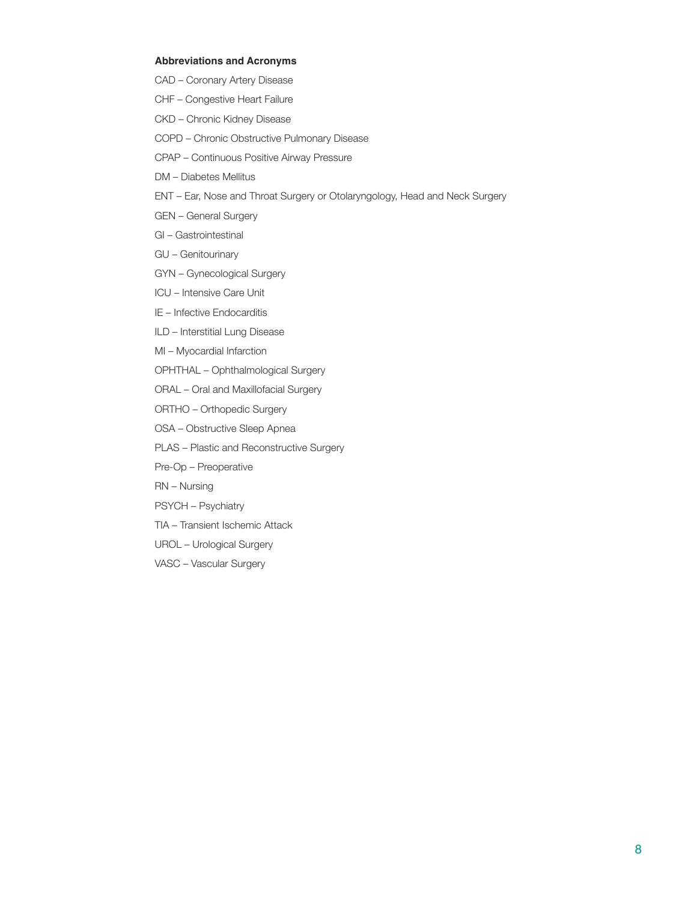**Abbreviations and Acronyms**

CAD – Coronary Artery Disease

CHF – Congestive Heart Failure

CKD – Chronic Kidney Disease

COPD – Chronic Obstructive Pulmonary Disease

CPAP – Continuous Positive Airway Pressure

DM – Diabetes Mellitus

ENT – Ear, Nose and Throat Surgery or Otolaryngology, Head and Neck Surgery

GEN – General Surgery

GI – Gastrointestinal

GU – Genitourinary

GYN – Gynecological Surgery

ICU – Intensive Care Unit

IE – Infective Endocarditis

ILD – Interstitial Lung Disease

MI – Myocardial Infarction

OPHTHAL – Ophthalmological Surgery

ORAL – Oral and Maxillofacial Surgery

ORTHO – Orthopedic Surgery

OSA – Obstructive Sleep Apnea

PLAS – Plastic and Reconstructive Surgery

Pre-Op – Preoperative

RN – Nursing

PSYCH – Psychiatry

TIA – Transient Ischemic Attack

UROL – Urological Surgery

VASC – Vascular Surgery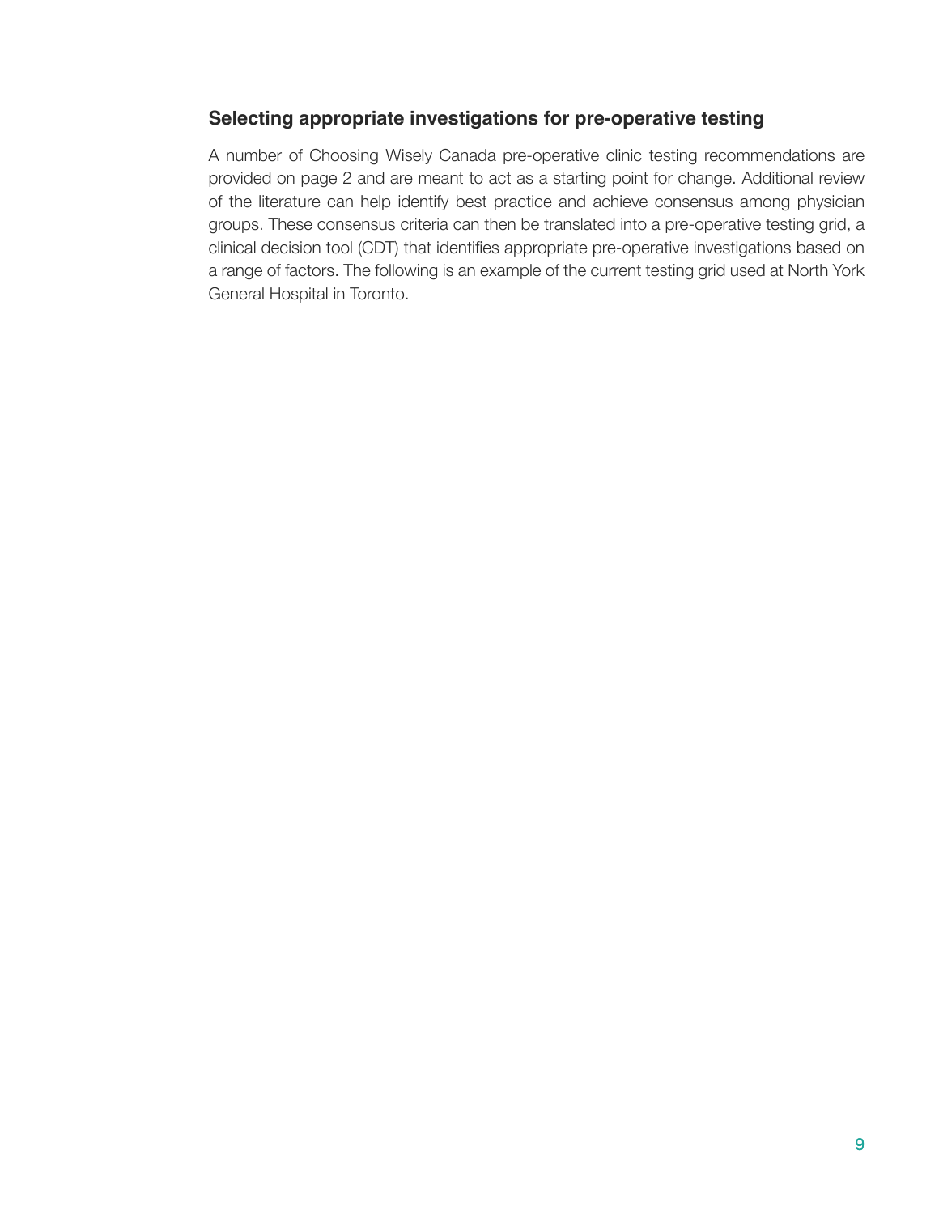### Selecting appropriate investigations for pre-operative testing

A number of Choosing Wisely Canada pre-operative clinic testing recommendations are provided on page 2 and are meant to act as a starting point for change. Additional review of the literature can help identify best practice and achieve consensus among physician groups. These consensus criteria can then be translated into a pre-operative testing grid, a clinical decision tool (CDT) that identifies appropriate pre-operative investigations based on a range of factors. The following is an example of the current testing grid used at North York General Hospital in Toronto.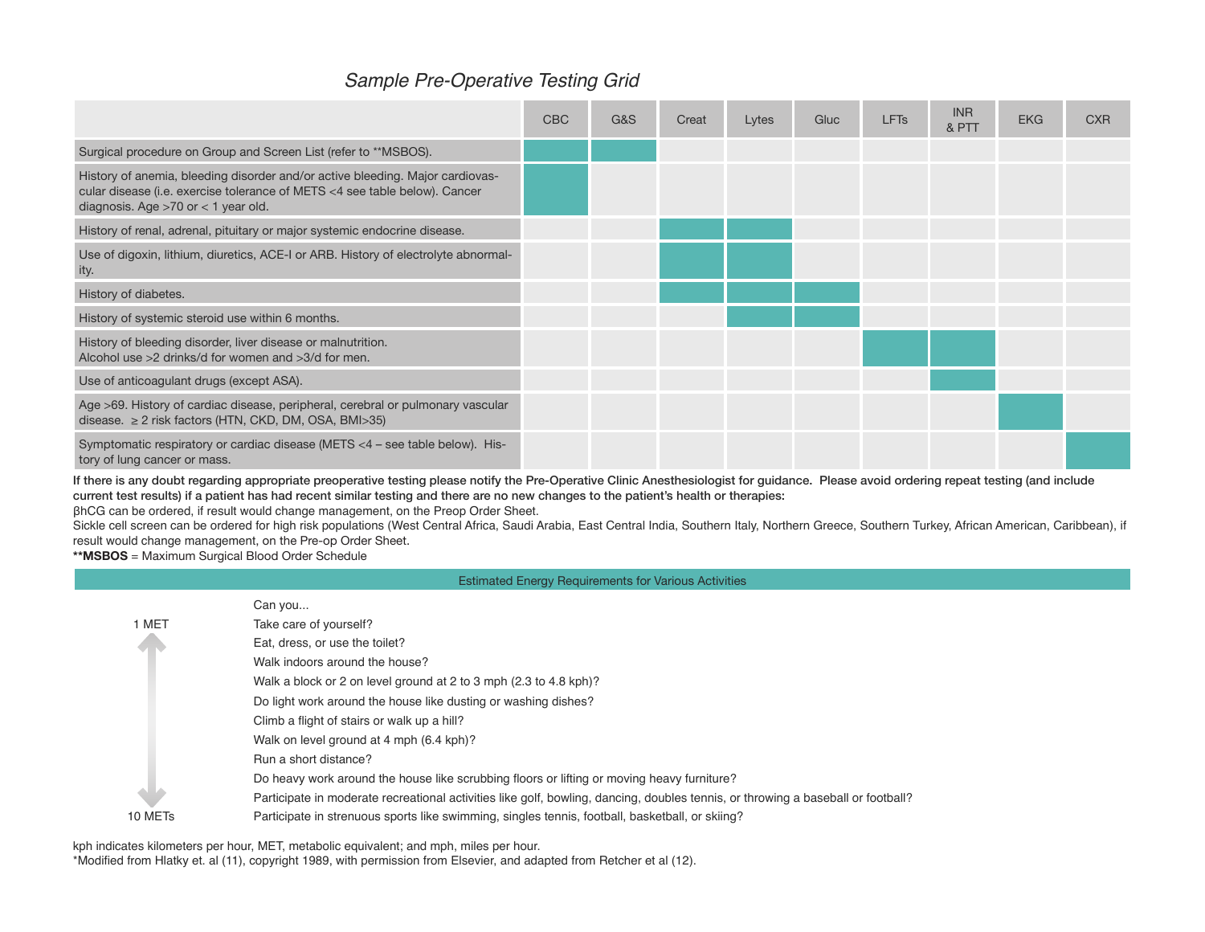# *Sample Pre-Operative Testing Grid*

| | CBC | G&S | Creat | Lytes | Gluc | LFTs | INR & PTT | EKG | CXR |
|---|---|---|---|---|---|---|---|---|---|
| Surgical procedure on Group and Screen List (refer to **MSBOS). | ■ | ■ | | | | | | | |
| History of anemia, bleeding disorder and/or active bleeding. Major cardiovascular disease (i.e. exercise tolerance of METS <4 see table below). Cancer diagnosis. Age >70 or < 1 year old. | ■ | | | | | | | | |
| History of renal, adrenal, pituitary or major systemic endocrine disease. | | | ■ | ■ | | | | | |
| Use of digoxin, lithium, diuretics, ACE-I or ARB. History of electrolyte abnormality. | | | ■ | ■ | | | | | |
| History of diabetes. | | | ■ | ■ | ■ | | | | |
| History of systemic steroid use within 6 months. | | | | ■ | ■ | | | | |
| History of bleeding disorder, liver disease or malnutrition. Alcohol use >2 drinks/d for women and >3/d for men. | | | | | | ■ | ■ | | |
| Use of anticoagulant drugs (except ASA). | | | | | | | ■ | | |
| Age >69. History of cardiac disease, peripheral, cerebral or pulmonary vascular disease. ≥ 2 risk factors (HTN, CKD, DM, OSA, BMI>35) | | | | | | | | ■ | |
| Symptomatic respiratory or cardiac disease (METS <4 – see table below). History of lung cancer or mass. | | | | | | | | | ■ |

**If there is any doubt regarding appropriate preoperative testing please notify the Pre-Operative Clinic Anesthesiologist for guidance. Please avoid ordering repeat testing (and include current test results) if a patient has had recent similar testing and there are no new changes to the patient's health or therapies:**

βhCG can be ordered, if result would change management, on the Preop Order Sheet.

Sickle cell screen can be ordered for high risk populations (West Central Africa, Saudi Arabia, East Central India, Southern Italy, Northern Greece, Southern Turkey, African American, Caribbean), if result would change management, on the Pre-op Order Sheet.

****MSBOS** = Maximum Surgical Blood Order Schedule

## Estimated Energy Requirements for Various Activities

| METs | Can you... |
|---|---|
| 1 MET | Take care of yourself? |
| | Eat, dress, or use the toilet? |
| | Walk indoors around the house? |
| | Walk a block or 2 on level ground at 2 to 3 mph (2.3 to 4.8 kph)? |
| | Do light work around the house like dusting or washing dishes? |
| | Climb a flight of stairs or walk up a hill? |
| | Walk on level ground at 4 mph (6.4 kph)? |
| | Run a short distance? |
| | Do heavy work around the house like scrubbing floors or lifting or moving heavy furniture? |
| | Participate in moderate recreational activities like golf, bowling, dancing, doubles tennis, or throwing a baseball or football? |
| 10 METs | Participate in strenuous sports like swimming, singles tennis, football, basketball, or skiing? |

kph indicates kilometers per hour, MET, metabolic equivalent; and mph, miles per hour.

*Modified from Hlatky et. al (11), copyright 1989, with permission from Elsevier, and adapted from Retcher et al (12).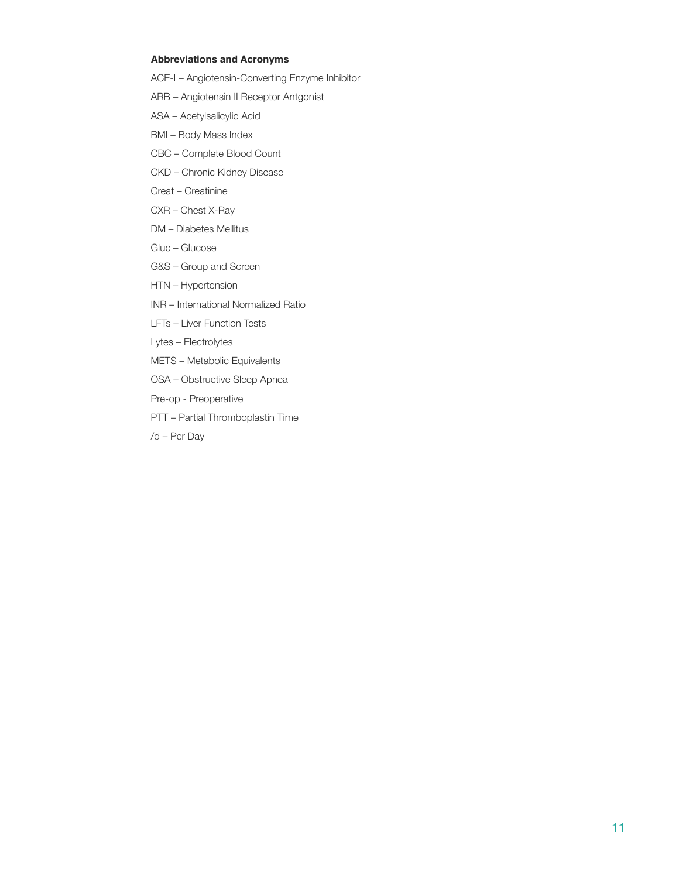**Abbreviations and Acronyms**

ACE-I – Angiotensin-Converting Enzyme Inhibitor

ARB – Angiotensin II Receptor Antgonist

ASA – Acetylsalicylic Acid

BMI – Body Mass Index

CBC – Complete Blood Count

CKD – Chronic Kidney Disease

Creat – Creatinine

CXR – Chest X-Ray

DM – Diabetes Mellitus

Gluc – Glucose

G&S – Group and Screen

HTN – Hypertension

INR – International Normalized Ratio

LFTs – Liver Function Tests

Lytes – Electrolytes

METS – Metabolic Equivalents

OSA – Obstructive Sleep Apnea

Pre-op - Preoperative

PTT – Partial Thromboplastin Time

/d – Per Day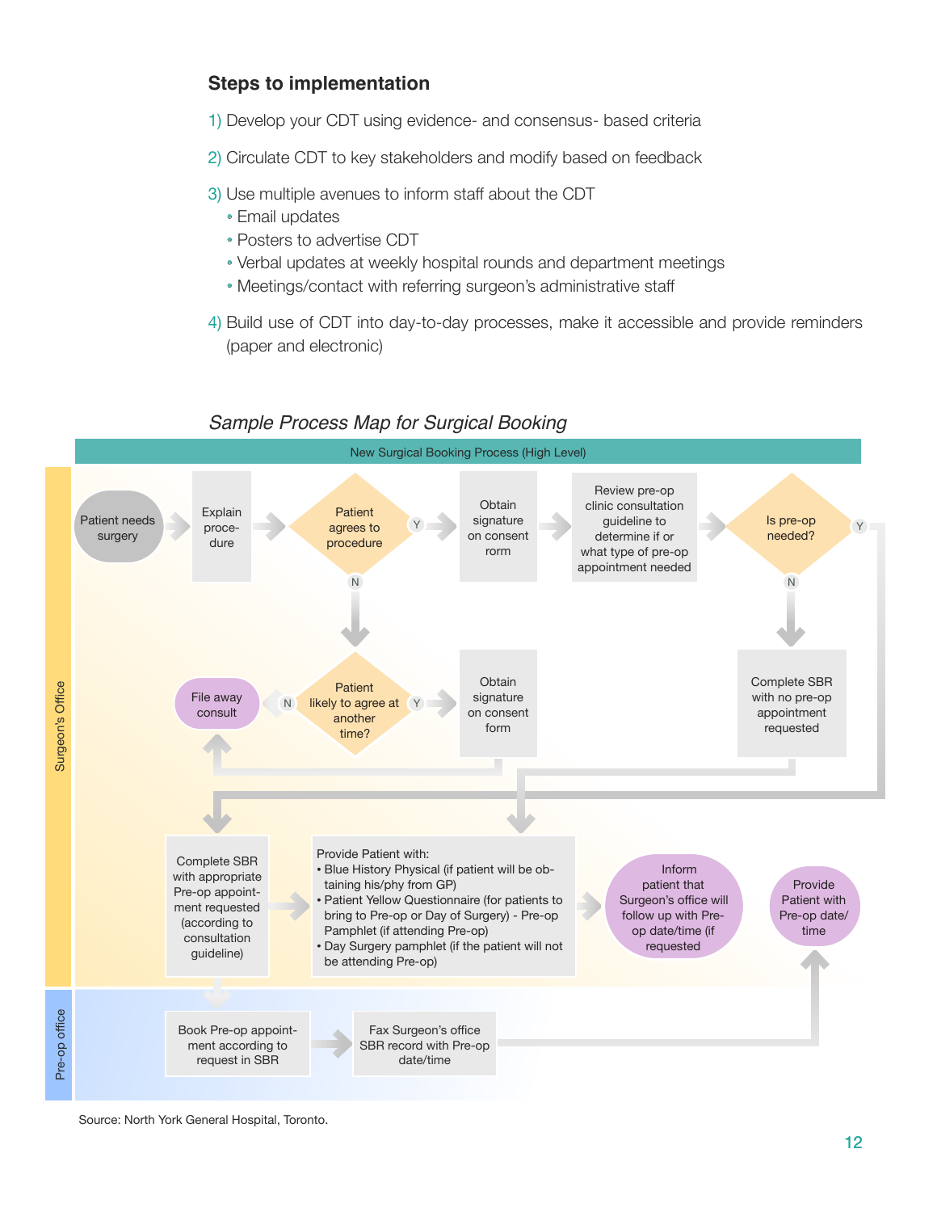### Steps to implementation

1) Develop your CDT using evidence- and consensus- based criteria

2) Circulate CDT to key stakeholders and modify based on feedback

3) Use multiple avenues to inform staff about the CDT
   - Email updates
   - Posters to advertise CDT
   - Verbal updates at weekly hospital rounds and department meetings
   - Meetings/contact with referring surgeon's administrative staff

4) Build use of CDT into day-to-day processes, make it accessible and provide reminders (paper and electronic)

*Sample Process Map for Surgical Booking*

New Surgical Booking Process (High Level)

Surgeon's Office

Patient needs surgery → Explain procedure → Patient agrees to procedure?

- Y → Obtain signature on consent rorm → Review pre-op clinic consultation guideline to determine if or what type of pre-op appointment needed → Is pre-op needed?
  - Y → Complete SBR with appropriate Pre-op appointment requested (according to consultation guideline)
  - N → Complete SBR with no pre-op appointment requested
- N → Patient likely to agree at another time?
  - Y → Obtain signature on consent form
  - N → File away consult

Complete SBR with appropriate Pre-op appointment requested (according to consultation guideline) → Provide Patient with:
- Blue History Physical (if patient will be obtaining his/phy from GP)
- Patient Yellow Questionnaire (for patients to bring to Pre-op or Day of Surgery) - Pre-op Pamphlet (if attending Pre-op)
- Day Surgery pamphlet (if the patient will not be attending Pre-op)

→ Inform patient that Surgeon's office will follow up with Pre-op date/time (if requested

Provide Patient with Pre-op date/time

Pre-op office

Book Pre-op appointment according to request in SBR → Fax Surgeon's office SBR record with Pre-op date/time → Provide Patient with Pre-op date/time

Source: North York General Hospital, Toronto.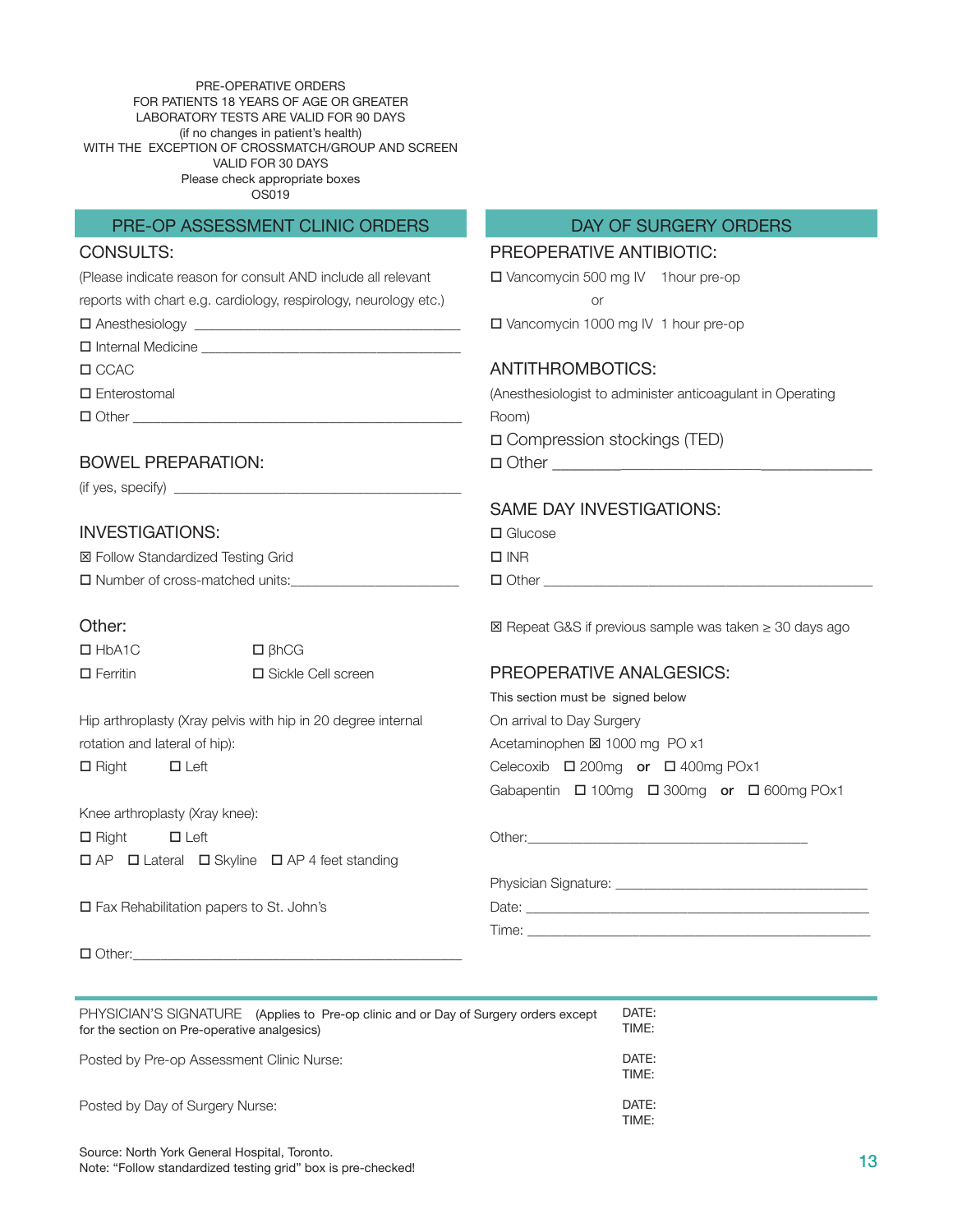PRE-OPERATIVE ORDERS
FOR PATIENTS 18 YEARS OF AGE OR GREATER
LABORATORY TESTS ARE VALID FOR 90 DAYS
(if no changes in patient's health)
WITH THE EXCEPTION OF CROSSMATCH/GROUP AND SCREEN
VALID FOR 30 DAYS
Please check appropriate boxes
OS019

## PRE-OP ASSESSMENT CLINIC ORDERS

### CONSULTS:

(Please indicate reason for consult AND include all relevant reports with chart e.g. cardiology, respirology, neurology etc.)

- ☐ Anesthesiology ___________________________________
- ☐ Internal Medicine ___________________________________
- ☐ CCAC
- ☐ Enterostomal
- ☐ Other ___________________________________________

### BOWEL PREPARATION:

(if yes, specify) ____________________________________

### INVESTIGATIONS:

- ☒ Follow Standardized Testing Grid
- ☐ Number of cross-matched units:______________________

### Other:

- ☐ HbA1C ☐ βhCG
- ☐ Ferritin ☐ Sickle Cell screen

Hip arthroplasty (Xray pelvis with hip in 20 degree internal rotation and lateral of hip):

☐ Right ☐ Left

Knee arthroplasty (Xray knee):

☐ Right ☐ Left

☐ AP ☐ Lateral ☐ Skyline ☐ AP 4 feet standing

☐ Fax Rehabilitation papers to St. John's

☐ Other:_____________________________________________

## DAY OF SURGERY ORDERS

### PREOPERATIVE ANTIBIOTIC:

☐ Vancomycin 500 mg IV 1hour pre-op

or

☐ Vancomycin 1000 mg IV 1 hour pre-op

### ANTITHROMBOTICS:

(Anesthesiologist to administer anticoagulant in Operating Room)

- ☐ Compression stockings (TED)
- ☐ Other ___________________________________________

### SAME DAY INVESTIGATIONS:

- ☐ Glucose
- ☐ INR
- ☐ Other ___________________________________________

☒ Repeat G&S if previous sample was taken ≥ 30 days ago

### PREOPERATIVE ANALGESICS:

This section must be signed below

On arrival to Day Surgery

Acetaminophen ☒ 1000 mg PO x1

Celecoxib ☐ 200mg **or** ☐ 400mg POx1

Gabapentin ☐ 100mg ☐ 300mg **or** ☐ 600mg POx1

Other:______________________________________

Physician Signature: _______________________________

Date: _____________________________________________

Time: _____________________________________________

---

PHYSICIAN'S SIGNATURE (Applies to Pre-op clinic and or Day of Surgery orders except for the section on Pre-operative analgesics) DATE: TIME:

Posted by Pre-op Assessment Clinic Nurse: DATE: TIME:

Posted by Day of Surgery Nurse: DATE: TIME:

Source: North York General Hospital, Toronto.
Note: "Follow standardized testing grid" box is pre-checked!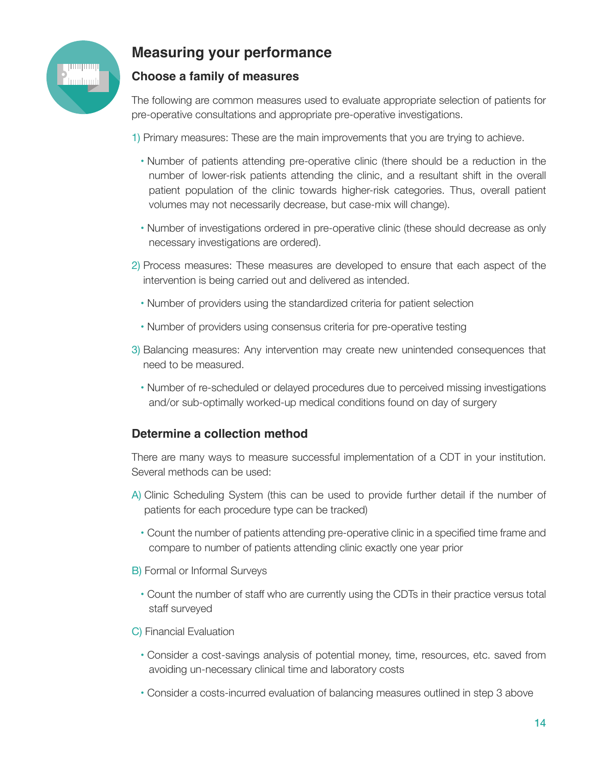## Measuring your performance

### Choose a family of measures

The following are common measures used to evaluate appropriate selection of patients for pre-operative consultations and appropriate pre-operative investigations.

1) Primary measures: These are the main improvements that you are trying to achieve.

- Number of patients attending pre-operative clinic (there should be a reduction in the number of lower-risk patients attending the clinic, and a resultant shift in the overall patient population of the clinic towards higher-risk categories. Thus, overall patient volumes may not necessarily decrease, but case-mix will change).
- Number of investigations ordered in pre-operative clinic (these should decrease as only necessary investigations are ordered).

2) Process measures: These measures are developed to ensure that each aspect of the intervention is being carried out and delivered as intended.

- Number of providers using the standardized criteria for patient selection
- Number of providers using consensus criteria for pre-operative testing

3) Balancing measures: Any intervention may create new unintended consequences that need to be measured.

- Number of re-scheduled or delayed procedures due to perceived missing investigations and/or sub-optimally worked-up medical conditions found on day of surgery

### Determine a collection method

There are many ways to measure successful implementation of a CDT in your institution. Several methods can be used:

A) Clinic Scheduling System (this can be used to provide further detail if the number of patients for each procedure type can be tracked)

- Count the number of patients attending pre-operative clinic in a specified time frame and compare to number of patients attending clinic exactly one year prior

B) Formal or Informal Surveys

- Count the number of staff who are currently using the CDTs in their practice versus total staff surveyed

C) Financial Evaluation

- Consider a cost-savings analysis of potential money, time, resources, etc. saved from avoiding un-necessary clinical time and laboratory costs
- Consider a costs-incurred evaluation of balancing measures outlined in step 3 above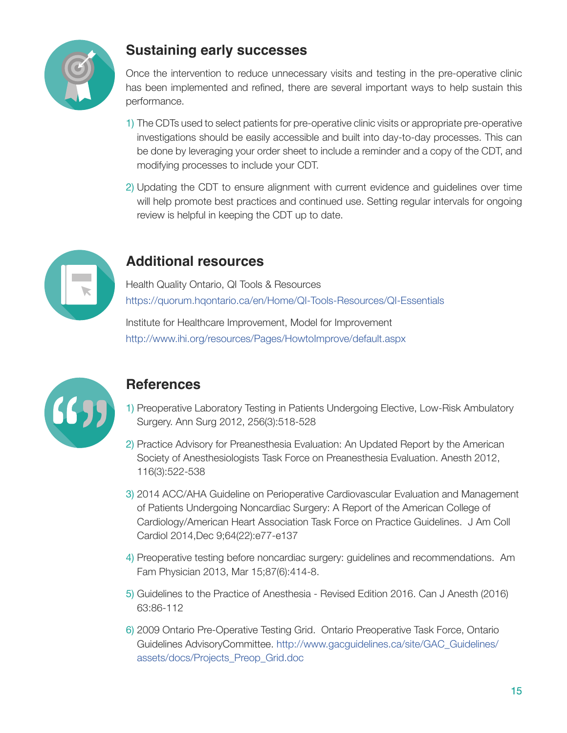## Sustaining early successes

Once the intervention to reduce unnecessary visits and testing in the pre-operative clinic has been implemented and refined, there are several important ways to help sustain this performance.

1) The CDTs used to select patients for pre-operative clinic visits or appropriate pre-operative investigations should be easily accessible and built into day-to-day processes. This can be done by leveraging your order sheet to include a reminder and a copy of the CDT, and modifying processes to include your CDT.

2) Updating the CDT to ensure alignment with current evidence and guidelines over time will help promote best practices and continued use. Setting regular intervals for ongoing review is helpful in keeping the CDT up to date.

## Additional resources

Health Quality Ontario, QI Tools & Resources
https://quorum.hqontario.ca/en/Home/QI-Tools-Resources/QI-Essentials

Institute for Healthcare Improvement, Model for Improvement
http://www.ihi.org/resources/Pages/HowtoImprove/default.aspx

## References

1) Preoperative Laboratory Testing in Patients Undergoing Elective, Low-Risk Ambulatory Surgery. Ann Surg 2012, 256(3):518-528

2) Practice Advisory for Preanesthesia Evaluation: An Updated Report by the American Society of Anesthesiologists Task Force on Preanesthesia Evaluation. Anesth 2012, 116(3):522-538

3) 2014 ACC/AHA Guideline on Perioperative Cardiovascular Evaluation and Management of Patients Undergoing Noncardiac Surgery: A Report of the American College of Cardiology/American Heart Association Task Force on Practice Guidelines. J Am Coll Cardiol 2014,Dec 9;64(22):e77-e137

4) Preoperative testing before noncardiac surgery: guidelines and recommendations. Am Fam Physician 2013, Mar 15;87(6):414-8.

5) Guidelines to the Practice of Anesthesia - Revised Edition 2016. Can J Anesth (2016) 63:86-112

6) 2009 Ontario Pre-Operative Testing Grid. Ontario Preoperative Task Force, Ontario Guidelines AdvisoryCommittee. http://www.gacguidelines.ca/site/GAC_Guidelines/assets/docs/Projects_Preop_Grid.doc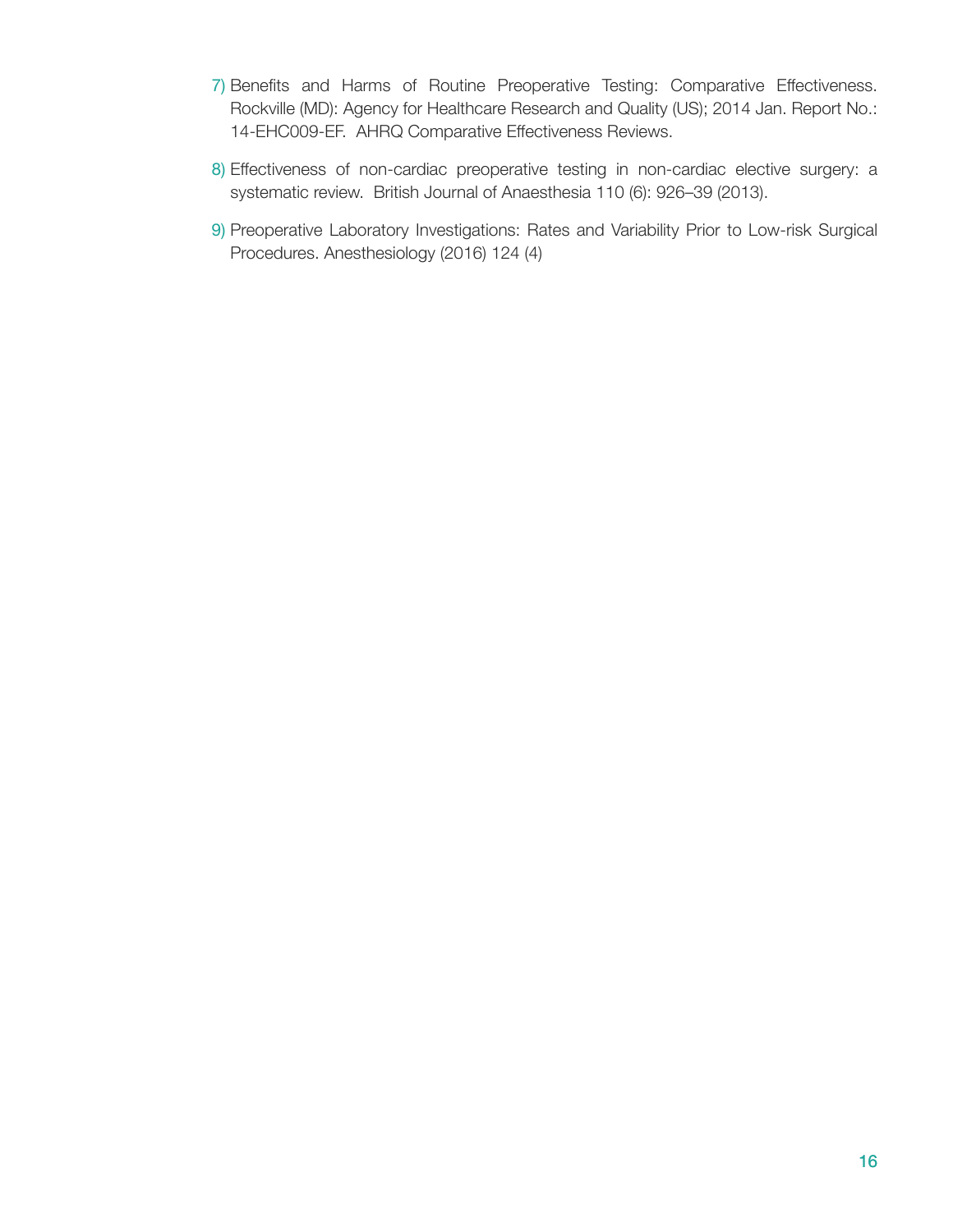7) Benefits and Harms of Routine Preoperative Testing: Comparative Effectiveness. Rockville (MD): Agency for Healthcare Research and Quality (US); 2014 Jan. Report No.: 14-EHC009-EF. AHRQ Comparative Effectiveness Reviews.

8) Effectiveness of non-cardiac preoperative testing in non-cardiac elective surgery: a systematic review. British Journal of Anaesthesia 110 (6): 926–39 (2013).

9) Preoperative Laboratory Investigations: Rates and Variability Prior to Low-risk Surgical Procedures. Anesthesiology (2016) 124 (4)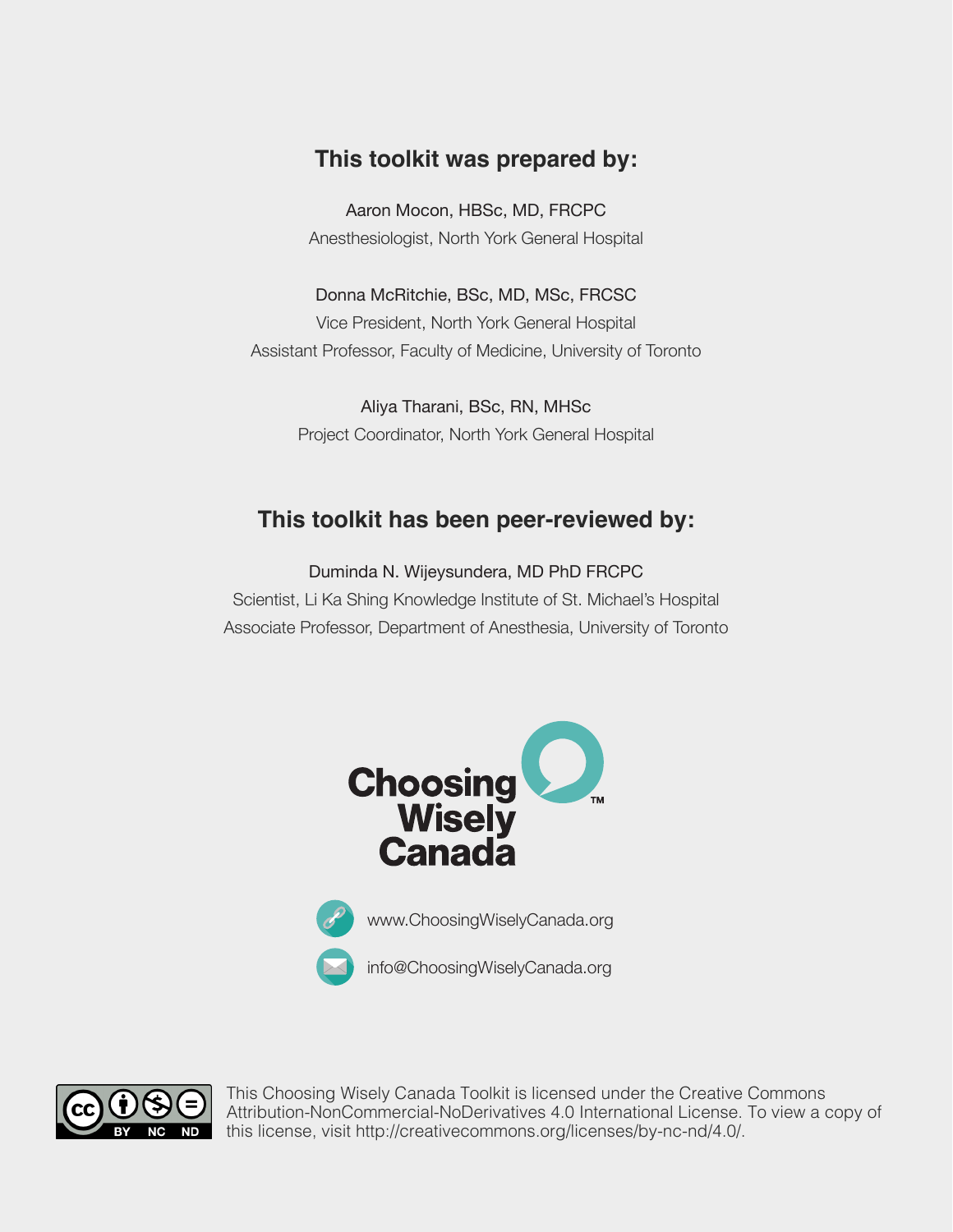## This toolkit was prepared by:

Aaron Mocon, HBSc, MD, FRCPC
Anesthesiologist, North York General Hospital

Donna McRitchie, BSc, MD, MSc, FRCSC
Vice President, North York General Hospital
Assistant Professor, Faculty of Medicine, University of Toronto

Aliya Tharani, BSc, RN, MHSc
Project Coordinator, North York General Hospital

## This toolkit has been peer-reviewed by:

Duminda N. Wijeysundera, MD PhD FRCPC
Scientist, Li Ka Shing Knowledge Institute of St. Michael's Hospital
Associate Professor, Department of Anesthesia, University of Toronto

Choosing Wisely Canada™

www.ChoosingWiselyCanada.org

info@ChoosingWiselyCanada.org

This Choosing Wisely Canada Toolkit is licensed under the Creative Commons Attribution-NonCommercial-NoDerivatives 4.0 International License. To view a copy of this license, visit http://creativecommons.org/licenses/by-nc-nd/4.0/.